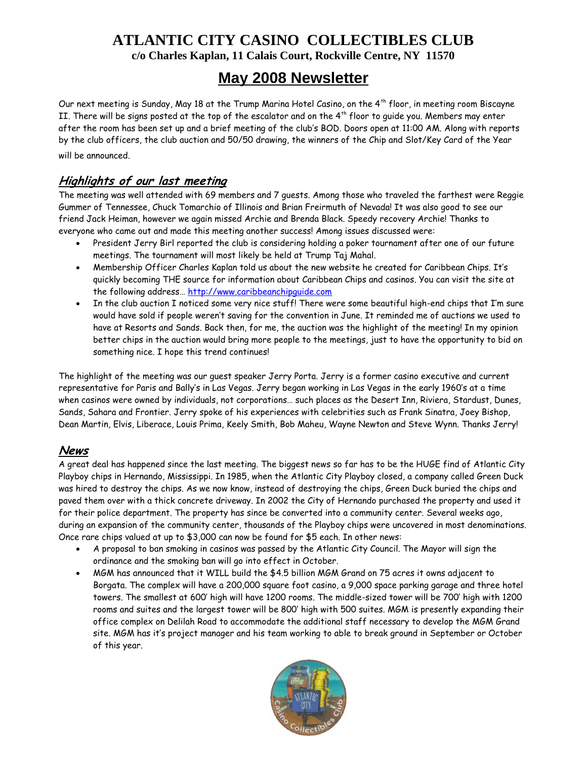# ATLANTIC CITY CASINO COLLECTIBLES CLUB

**c/o Charles Kaplan, 11 Calais Court, Rockville Centre, NY 11570**

## May 2008 Newsletter

Our next meeting is Sunday, May 18 at the Trump Marina Hotel Casino, on the 4th floor, in meeting room Biscayne II. There will be signs posted at the top of the escalator and on the 4th floor to guide you. Members may enter after the room has been set up and a brief meeting of the club's BOD. Doors open at 11:00 AM. Along with reports by the club officers, the club auction and 50/50 drawing, the winners of the Chip and Slot/Key Card of the Year will be announced.

### *Highlights of our last meeting*

The meeting was well attended with 69 members and 7 guests. Among those who traveled the farthest were Reggie Gummer of Tennessee, Chuck Tomarchio of Illinois and Brian Freirmuth of Nevada! It was also good to see our friend Jack Heiman, however we again missed Archie and Brenda Black. Speedy recovery Archie! Thanks to everyone who came out and made this meeting another success! Among issues discussed were:

- President Jerry Birl reported the club is considering holding a poker tournament after one of our future meetings. The tournament will most likely be held at Trump Taj Mahal.
- Membership Officer Charles Kaplan told us about the new website he created for Caribbean Chips. It's quickly becoming THE source for information about Caribbean Chips and casinos. You can visit the site at the following address… http://www.caribbeanchipguide.com
- In the club auction I noticed some very nice stuff! There were some beautiful high-end chips that I'm sure would have sold if people weren't saving for the convention in June. It reminded me of auctions we used to have at Resorts and Sands. Back then, for me, the auction was the highlight of the meeting! In my opinion better chips in the auction would bring more people to the meetings, just to have the opportunity to bid on something nice. I hope this trend continues!

The highlight of the meeting was our guest speaker Jerry Porta. Jerry is a former casino executive and current representative for Paris and Bally's in Las Vegas. Jerry began working in Las Vegas in the early 1960's at a time when casinos were owned by individuals, not corporations… such places as the Desert Inn, Riviera, Stardust, Dunes, Sands, Sahara and Frontier. Jerry spoke of his experiences with celebrities such as Frank Sinatra, Joey Bishop, Dean Martin, Elvis, Liberace, Louis Prima, Keely Smith, Bob Maheu, Wayne Newton and Steve Wynn. Thanks Jerry!

### *News*

A great deal has happened since the last meeting. The biggest news so far has to be the HUGE find of Atlantic City Playboy chips in Hernando, Mississippi. In 1985, when the Atlantic City Playboy closed, a company called Green Duck was hired to destroy the chips. As we now know, instead of destroying the chips, Green Duck buried the chips and paved them over with a thick concrete driveway. In 2002 the City of Hernando purchased the property and used it for their police department. The property has since be converted into a community center. Several weeks ago, during an expansion of the community center, thousands of the Playboy chips were uncovered in most denominations. Once rare chips valued at up to $3,000 can now be found for $5 each. In other news:

- A proposal to ban smoking in casinos was passed by the Atlantic City Council. The Mayor will sign the ordinance and the smoking ban will go into effect in October.
- MGM has announced that it WILL build the $4.5 billion MGM Grand on 75 acres it owns adjacent to Borgata. The complex will have a 200,000 square foot casino, a 9,000 space parking garage and three hotel towers. The smallest at 600' high will have 1200 rooms. The middle-sized tower will be 700' high with 1200 rooms and suites and the largest tower will be 800' high with 500 suites. MGM is presently expanding their office complex on Delilah Road to accommodate the additional staff necessary to develop the MGM Grand site. MGM has it's project manager and his team working to able to break ground in September or October of this year.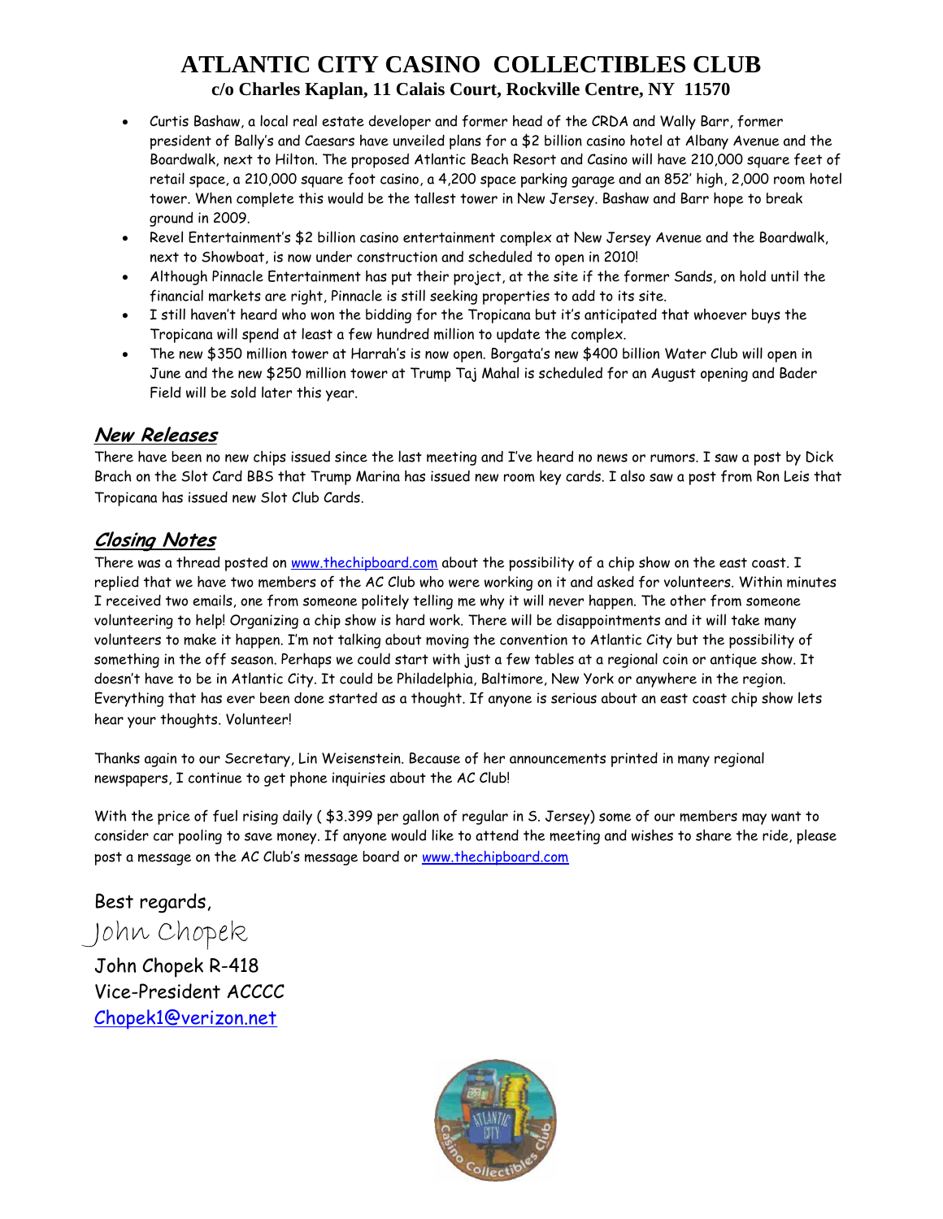# ATLANTIC CITY CASINO COLLECTIBLES CLUB

**c/o Charles Kaplan, 11 Calais Court, Rockville Centre, NY 11570**

- Curtis Bashaw, a local real estate developer and former head of the CRDA and Wally Barr, former president of Bally's and Caesars have unveiled plans for a $2 billion casino hotel at Albany Avenue and the Boardwalk, next to Hilton. The proposed Atlantic Beach Resort and Casino will have 210,000 square feet of retail space, a 210,000 square foot casino, a 4,200 space parking garage and an 852' high, 2,000 room hotel tower. When complete this would be the tallest tower in New Jersey. Bashaw and Barr hope to break ground in 2009.
- Revel Entertainment's $2 billion casino entertainment complex at New Jersey Avenue and the Boardwalk, next to Showboat, is now under construction and scheduled to open in 2010!
- Although Pinnacle Entertainment has put their project, at the site if the former Sands, on hold until the financial markets are right, Pinnacle is still seeking properties to add to its site.
- I still haven't heard who won the bidding for the Tropicana but it's anticipated that whoever buys the Tropicana will spend at least a few hundred million to update the complex.
- The new $350 million tower at Harrah's is now open. Borgata's new $400 billion Water Club will open in June and the new $250 million tower at Trump Taj Mahal is scheduled for an August opening and Bader Field will be sold later this year.

## *New Releases*

There have been no new chips issued since the last meeting and I've heard no news or rumors. I saw a post by Dick Brach on the Slot Card BBS that Trump Marina has issued new room key cards. I also saw a post from Ron Leis that Tropicana has issued new Slot Club Cards.

## *Closing Notes*

There was a thread posted on www.thechipboard.com about the possibility of a chip show on the east coast. I replied that we have two members of the AC Club who were working on it and asked for volunteers. Within minutes I received two emails, one from someone politely telling me why it will never happen. The other from someone volunteering to help! Organizing a chip show is hard work. There will be disappointments and it will take many volunteers to make it happen. I'm not talking about moving the convention to Atlantic City but the possibility of something in the off season. Perhaps we could start with just a few tables at a regional coin or antique show. It doesn't have to be in Atlantic City. It could be Philadelphia, Baltimore, New York or anywhere in the region. Everything that has ever been done started as a thought. If anyone is serious about an east coast chip show lets hear your thoughts. Volunteer!

Thanks again to our Secretary, Lin Weisenstein. Because of her announcements printed in many regional newspapers, I continue to get phone inquiries about the AC Club!

With the price of fuel rising daily ( $3.399 per gallon of regular in S. Jersey) some of our members may want to consider car pooling to save money. If anyone would like to attend the meeting and wishes to share the ride, please post a message on the AC Club's message board or www.thechipboard.com

Best regards,

John Chopek

John Chopek R-418
Vice-President ACCCC
Chopek1@verizon.net